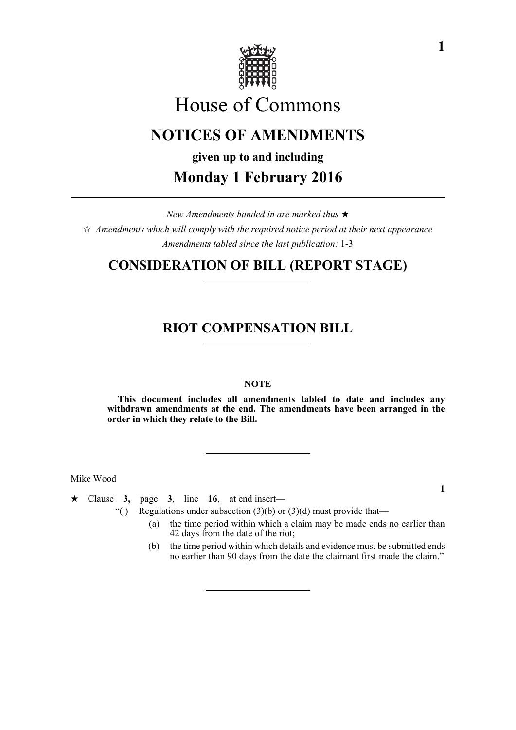# House of Commons

## NOTICES OF AMENDMENTS

**given up to and including**

## Monday 1 February 2016

*New Amendments handed in are marked thus* ★

☆ *Amendments which will comply with the required notice period at their next appearance*

*Amendments tabled since the last publication:* 1-3

## CONSIDERATION OF BILL (REPORT STAGE)

## RIOT COMPENSATION BILL

**NOTE**

**This document includes all amendments tabled to date and includes any withdrawn amendments at the end. The amendments have been arranged in the order in which they relate to the Bill.**

Mike Wood

**1**

★ Clause **3,** page **3**, line **16**, at end insert—

"( ) Regulations under subsection (3)(b) or (3)(d) must provide that—

(a) the time period within which a claim may be made ends no earlier than 42 days from the date of the riot;

(b) the time period within which details and evidence must be submitted ends no earlier than 90 days from the date the claimant first made the claim."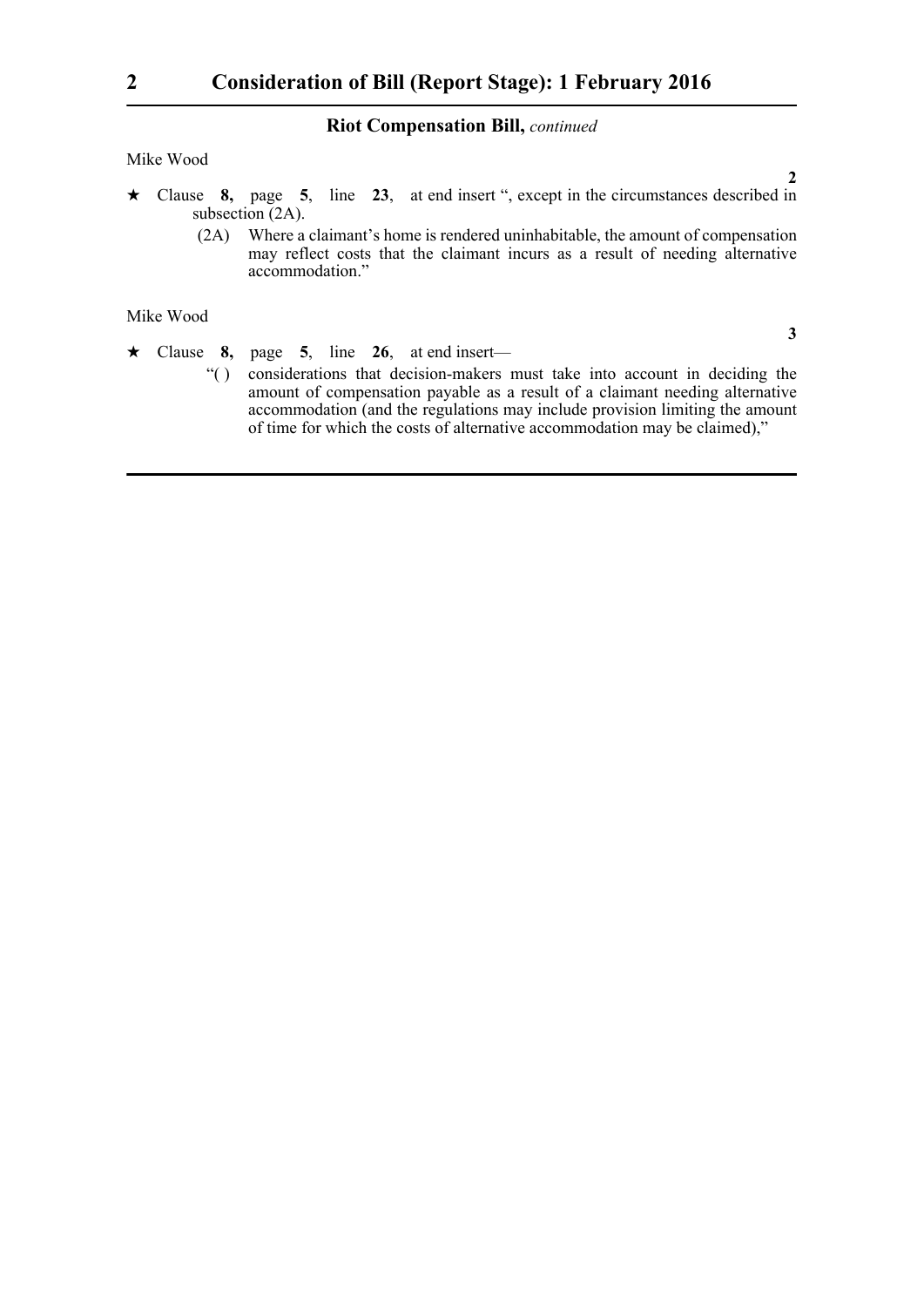**Riot Compensation Bill,** *continued*

Mike Wood

**2**

★ Clause **8,** page **5**, line **23**, at end insert ", except in the circumstances described in subsection (2A).

(2A) Where a claimant's home is rendered uninhabitable, the amount of compensation may reflect costs that the claimant incurs as a result of needing alternative accommodation."

Mike Wood

**3**

★ Clause **8,** page **5**, line **26**, at end insert—

"( ) considerations that decision-makers must take into account in deciding the amount of compensation payable as a result of a claimant needing alternative accommodation (and the regulations may include provision limiting the amount of time for which the costs of alternative accommodation may be claimed),"